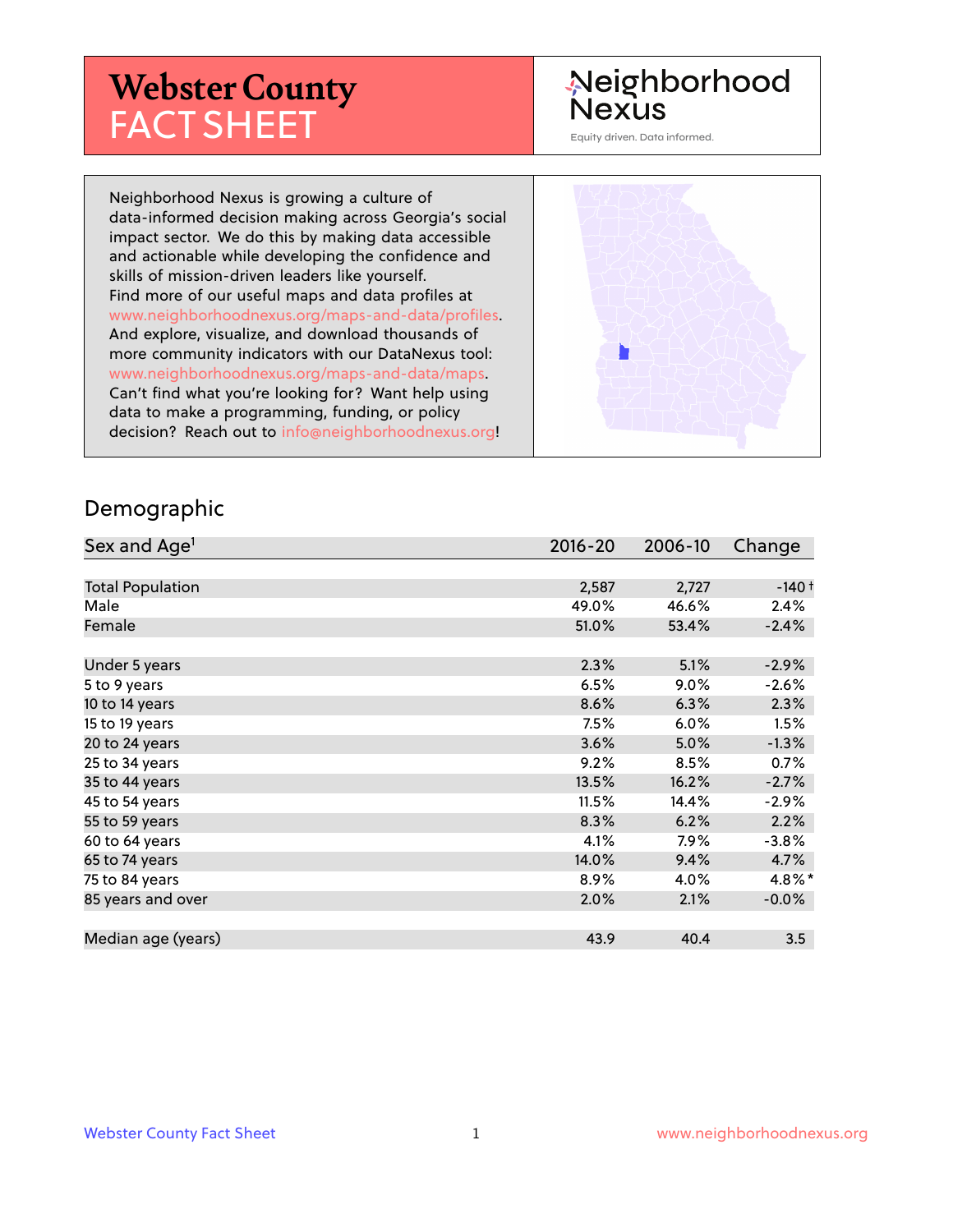# Webster County FACT SHEET

Neighborhood Nexus

Equity driven. Data informed.

Neighborhood Nexus is growing a culture of data-informed decision making across Georgia's social impact sector. We do this by making data accessible and actionable while developing the confidence and skills of mission-driven leaders like yourself. Find more of our useful maps and data profiles at www.neighborhoodnexus.org/maps-and-data/profiles. And explore, visualize, and download thousands of more community indicators with our DataNexus tool: www.neighborhoodnexus.org/maps-and-data/maps. Can't find what you're looking for? Want help using data to make a programming, funding, or policy decision? Reach out to info@neighborhoodnexus.org!

## Demographic

| Sex and Age[1] | 2016-20 | 2006-10 | Change |
|---|---|---|---|
| Total Population | 2,587 | 2,727 | -140 † |
| Male | 49.0% | 46.6% | 2.4% |
| Female | 51.0% | 53.4% | -2.4% |
| | | | |
| Under 5 years | 2.3% | 5.1% | -2.9% |
| 5 to 9 years | 6.5% | 9.0% | -2.6% |
| 10 to 14 years | 8.6% | 6.3% | 2.3% |
| 15 to 19 years | 7.5% | 6.0% | 1.5% |
| 20 to 24 years | 3.6% | 5.0% | -1.3% |
| 25 to 34 years | 9.2% | 8.5% | 0.7% |
| 35 to 44 years | 13.5% | 16.2% | -2.7% |
| 45 to 54 years | 11.5% | 14.4% | -2.9% |
| 55 to 59 years | 8.3% | 6.2% | 2.2% |
| 60 to 64 years | 4.1% | 7.9% | -3.8% |
| 65 to 74 years | 14.0% | 9.4% | 4.7% |
| 75 to 84 years | 8.9% | 4.0% | 4.8% * |
| 85 years and over | 2.0% | 2.1% | -0.0% |
| | | | |
| Median age (years) | 43.9 | 40.4 | 3.5 |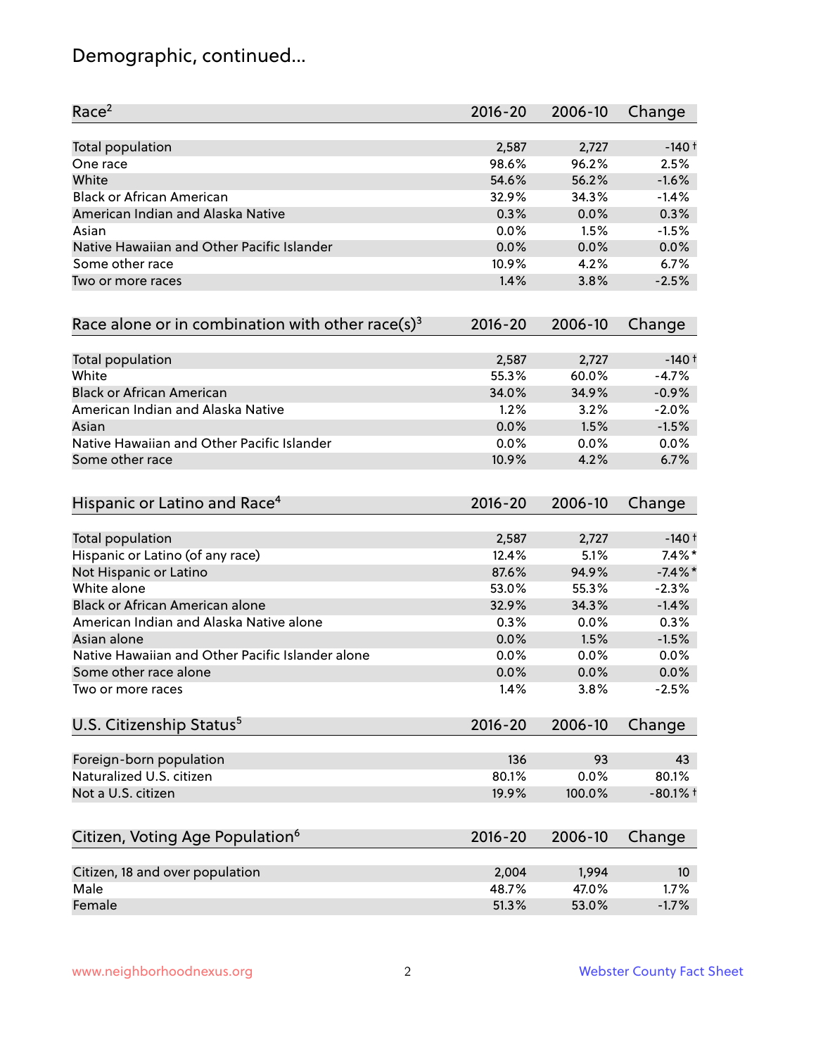# Demographic, continued...

| Race[2] | 2016-20 | 2006-10 | Change |
|---|---|---|---|
| Total population | 2,587 | 2,727 | -140 † |
| One race | 98.6% | 96.2% | 2.5% |
| White | 54.6% | 56.2% | -1.6% |
| Black or African American | 32.9% | 34.3% | -1.4% |
| American Indian and Alaska Native | 0.3% | 0.0% | 0.3% |
| Asian | 0.0% | 1.5% | -1.5% |
| Native Hawaiian and Other Pacific Islander | 0.0% | 0.0% | 0.0% |
| Some other race | 10.9% | 4.2% | 6.7% |
| Two or more races | 1.4% | 3.8% | -2.5% |

| Race alone or in combination with other race(s)[3] | 2016-20 | 2006-10 | Change |
|---|---|---|---|
| Total population | 2,587 | 2,727 | -140 † |
| White | 55.3% | 60.0% | -4.7% |
| Black or African American | 34.0% | 34.9% | -0.9% |
| American Indian and Alaska Native | 1.2% | 3.2% | -2.0% |
| Asian | 0.0% | 1.5% | -1.5% |
| Native Hawaiian and Other Pacific Islander | 0.0% | 0.0% | 0.0% |
| Some other race | 10.9% | 4.2% | 6.7% |

| Hispanic or Latino and Race[4] | 2016-20 | 2006-10 | Change |
|---|---|---|---|
| Total population | 2,587 | 2,727 | -140 † |
| Hispanic or Latino (of any race) | 12.4% | 5.1% | 7.4% * |
| Not Hispanic or Latino | 87.6% | 94.9% | -7.4% * |
| White alone | 53.0% | 55.3% | -2.3% |
| Black or African American alone | 32.9% | 34.3% | -1.4% |
| American Indian and Alaska Native alone | 0.3% | 0.0% | 0.3% |
| Asian alone | 0.0% | 1.5% | -1.5% |
| Native Hawaiian and Other Pacific Islander alone | 0.0% | 0.0% | 0.0% |
| Some other race alone | 0.0% | 0.0% | 0.0% |
| Two or more races | 1.4% | 3.8% | -2.5% |

| U.S. Citizenship Status[5] | 2016-20 | 2006-10 | Change |
|---|---|---|---|
| Foreign-born population | 136 | 93 | 43 |
| Naturalized U.S. citizen | 80.1% | 0.0% | 80.1% |
| Not a U.S. citizen | 19.9% | 100.0% | -80.1% † |

| Citizen, Voting Age Population[6] | 2016-20 | 2006-10 | Change |
|---|---|---|---|
| Citizen, 18 and over population | 2,004 | 1,994 | 10 |
| Male | 48.7% | 47.0% | 1.7% |
| Female | 51.3% | 53.0% | -1.7% |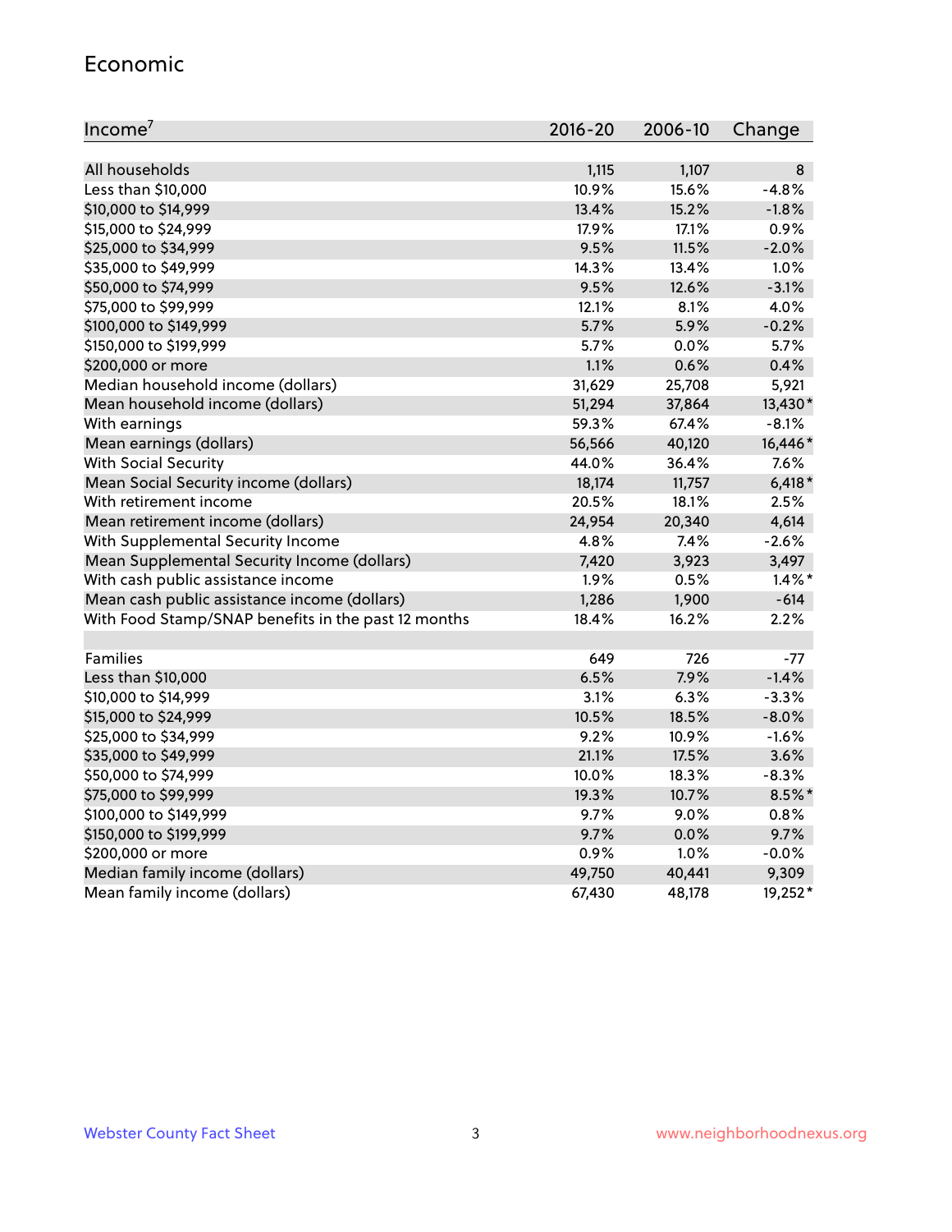## Economic

| Income[7] | 2016-20 | 2006-10 | Change |
|---|---|---|---|
| All households | 1,115 | 1,107 | 8 |
| Less than $10,000 | 10.9% | 15.6% | -4.8% |
| $10,000 to $14,999 | 13.4% | 15.2% | -1.8% |
| $15,000 to $24,999 | 17.9% | 17.1% | 0.9% |
| $25,000 to $34,999 | 9.5% | 11.5% | -2.0% |
| $35,000 to $49,999 | 14.3% | 13.4% | 1.0% |
| $50,000 to $74,999 | 9.5% | 12.6% | -3.1% |
| $75,000 to $99,999 | 12.1% | 8.1% | 4.0% |
| $100,000 to $149,999 | 5.7% | 5.9% | -0.2% |
| $150,000 to $199,999 | 5.7% | 0.0% | 5.7% |
| $200,000 or more | 1.1% | 0.6% | 0.4% |
| Median household income (dollars) | 31,629 | 25,708 | 5,921 |
| Mean household income (dollars) | 51,294 | 37,864 | 13,430* |
| With earnings | 59.3% | 67.4% | -8.1% |
| Mean earnings (dollars) | 56,566 | 40,120 | 16,446* |
| With Social Security | 44.0% | 36.4% | 7.6% |
| Mean Social Security income (dollars) | 18,174 | 11,757 | 6,418* |
| With retirement income | 20.5% | 18.1% | 2.5% |
| Mean retirement income (dollars) | 24,954 | 20,340 | 4,614 |
| With Supplemental Security Income | 4.8% | 7.4% | -2.6% |
| Mean Supplemental Security Income (dollars) | 7,420 | 3,923 | 3,497 |
| With cash public assistance income | 1.9% | 0.5% | 1.4%* |
| Mean cash public assistance income (dollars) | 1,286 | 1,900 | -614 |
| With Food Stamp/SNAP benefits in the past 12 months | 18.4% | 16.2% | 2.2% |
| | | | |
| Families | 649 | 726 | -77 |
| Less than $10,000 | 6.5% | 7.9% | -1.4% |
| $10,000 to $14,999 | 3.1% | 6.3% | -3.3% |
| $15,000 to $24,999 | 10.5% | 18.5% | -8.0% |
| $25,000 to $34,999 | 9.2% | 10.9% | -1.6% |
| $35,000 to $49,999 | 21.1% | 17.5% | 3.6% |
| $50,000 to $74,999 | 10.0% | 18.3% | -8.3% |
| $75,000 to $99,999 | 19.3% | 10.7% | 8.5%* |
| $100,000 to $149,999 | 9.7% | 9.0% | 0.8% |
| $150,000 to $199,999 | 9.7% | 0.0% | 9.7% |
| $200,000 or more | 0.9% | 1.0% | -0.0% |
| Median family income (dollars) | 49,750 | 40,441 | 9,309 |
| Mean family income (dollars) | 67,430 | 48,178 | 19,252* |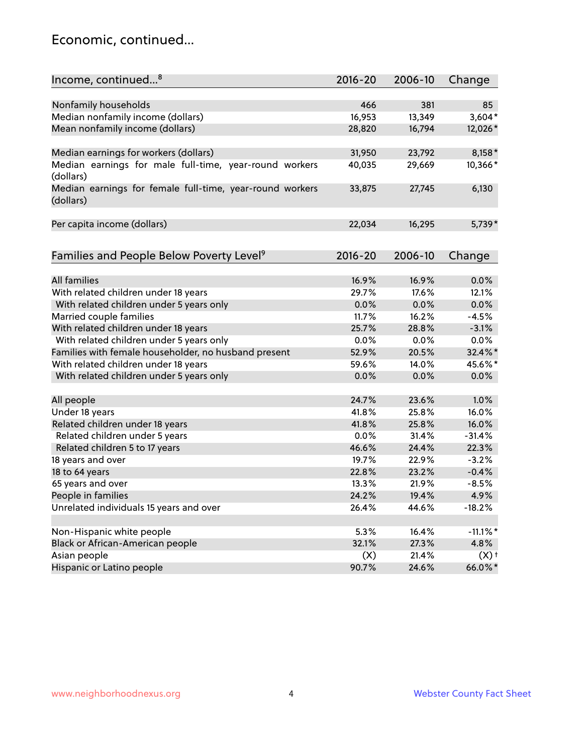## Economic, continued...

| Income, continued...[8] | 2016-20 | 2006-10 | Change |
|---|---|---|---|
| Nonfamily households | 466 | 381 | 85 |
| Median nonfamily income (dollars) | 16,953 | 13,349 | 3,604* |
| Mean nonfamily income (dollars) | 28,820 | 16,794 | 12,026* |
| Median earnings for workers (dollars) | 31,950 | 23,792 | 8,158* |
| Median earnings for male full-time, year-round workers (dollars) | 40,035 | 29,669 | 10,366* |
| Median earnings for female full-time, year-round workers (dollars) | 33,875 | 27,745 | 6,130 |
| Per capita income (dollars) | 22,034 | 16,295 | 5,739* |

| Families and People Below Poverty Level[9] | 2016-20 | 2006-10 | Change |
|---|---|---|---|
| All families | 16.9% | 16.9% | 0.0% |
| With related children under 18 years | 29.7% | 17.6% | 12.1% |
| With related children under 5 years only | 0.0% | 0.0% | 0.0% |
| Married couple families | 11.7% | 16.2% | -4.5% |
| With related children under 18 years | 25.7% | 28.8% | -3.1% |
| With related children under 5 years only | 0.0% | 0.0% | 0.0% |
| Families with female householder, no husband present | 52.9% | 20.5% | 32.4%* |
| With related children under 18 years | 59.6% | 14.0% | 45.6%* |
| With related children under 5 years only | 0.0% | 0.0% | 0.0% |
| All people | 24.7% | 23.6% | 1.0% |
| Under 18 years | 41.8% | 25.8% | 16.0% |
| Related children under 18 years | 41.8% | 25.8% | 16.0% |
| Related children under 5 years | 0.0% | 31.4% | -31.4% |
| Related children 5 to 17 years | 46.6% | 24.4% | 22.3% |
| 18 years and over | 19.7% | 22.9% | -3.2% |
| 18 to 64 years | 22.8% | 23.2% | -0.4% |
| 65 years and over | 13.3% | 21.9% | -8.5% |
| People in families | 24.2% | 19.4% | 4.9% |
| Unrelated individuals 15 years and over | 26.4% | 44.6% | -18.2% |
| Non-Hispanic white people | 5.3% | 16.4% | -11.1%* |
| Black or African-American people | 32.1% | 27.3% | 4.8% |
| Asian people | (X) | 21.4% | (X)† |
| Hispanic or Latino people | 90.7% | 24.6% | 66.0%* |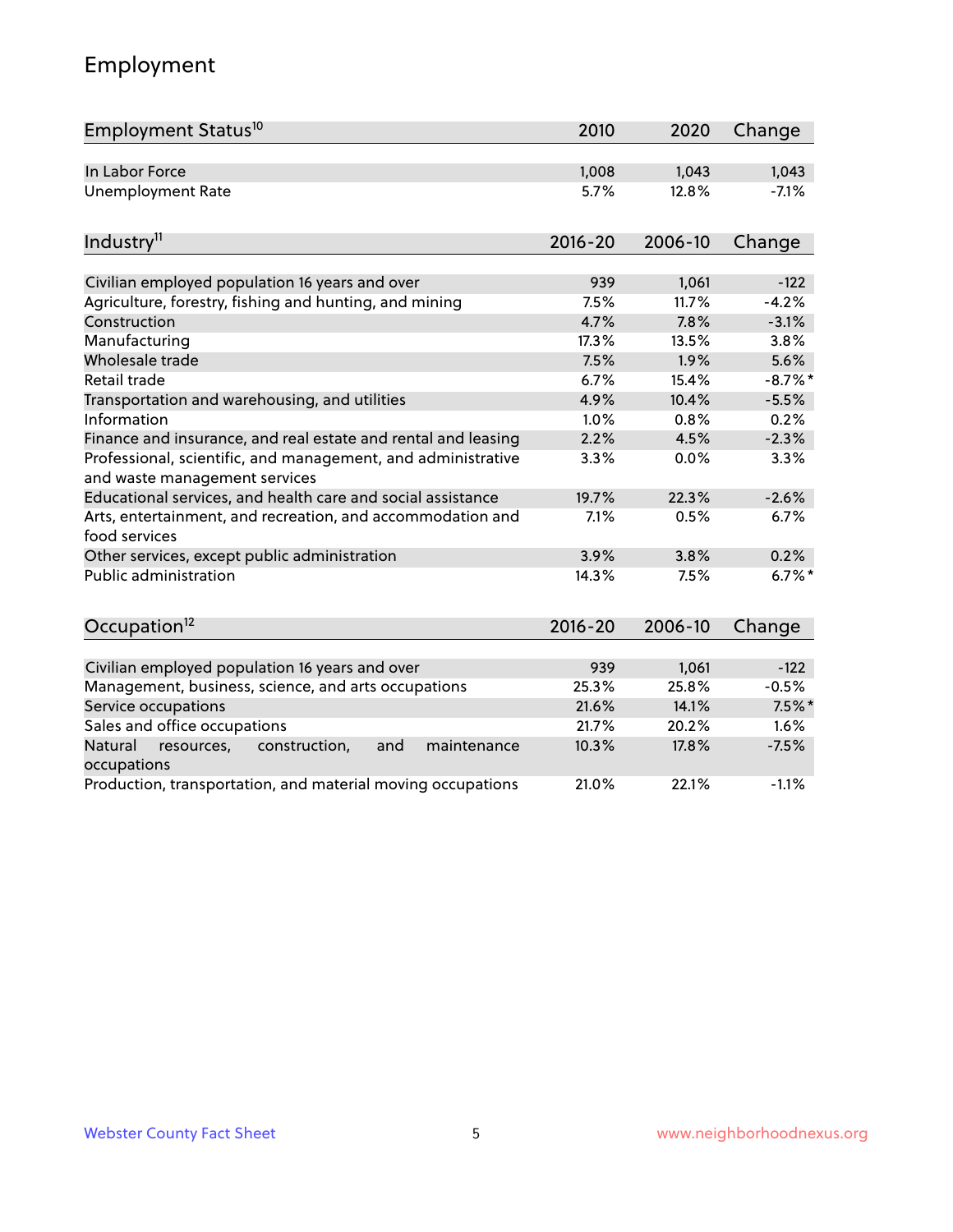# Employment

| Employment Status[10] | 2010 | 2020 | Change |
|---|---|---|---|
| In Labor Force | 1,008 | 1,043 | 1,043 |
| Unemployment Rate | 5.7% | 12.8% | -7.1% |

| Industry[11] | 2016-20 | 2006-10 | Change |
|---|---|---|---|
| Civilian employed population 16 years and over | 939 | 1,061 | -122 |
| Agriculture, forestry, fishing and hunting, and mining | 7.5% | 11.7% | -4.2% |
| Construction | 4.7% | 7.8% | -3.1% |
| Manufacturing | 17.3% | 13.5% | 3.8% |
| Wholesale trade | 7.5% | 1.9% | 5.6% |
| Retail trade | 6.7% | 15.4% | -8.7%* |
| Transportation and warehousing, and utilities | 4.9% | 10.4% | -5.5% |
| Information | 1.0% | 0.8% | 0.2% |
| Finance and insurance, and real estate and rental and leasing | 2.2% | 4.5% | -2.3% |
| Professional, scientific, and management, and administrative and waste management services | 3.3% | 0.0% | 3.3% |
| Educational services, and health care and social assistance | 19.7% | 22.3% | -2.6% |
| Arts, entertainment, and recreation, and accommodation and food services | 7.1% | 0.5% | 6.7% |
| Other services, except public administration | 3.9% | 3.8% | 0.2% |
| Public administration | 14.3% | 7.5% | 6.7%* |

| Occupation[12] | 2016-20 | 2006-10 | Change |
|---|---|---|---|
| Civilian employed population 16 years and over | 939 | 1,061 | -122 |
| Management, business, science, and arts occupations | 25.3% | 25.8% | -0.5% |
| Service occupations | 21.6% | 14.1% | 7.5%* |
| Sales and office occupations | 21.7% | 20.2% | 1.6% |
| Natural resources, construction, and maintenance occupations | 10.3% | 17.8% | -7.5% |
| Production, transportation, and material moving occupations | 21.0% | 22.1% | -1.1% |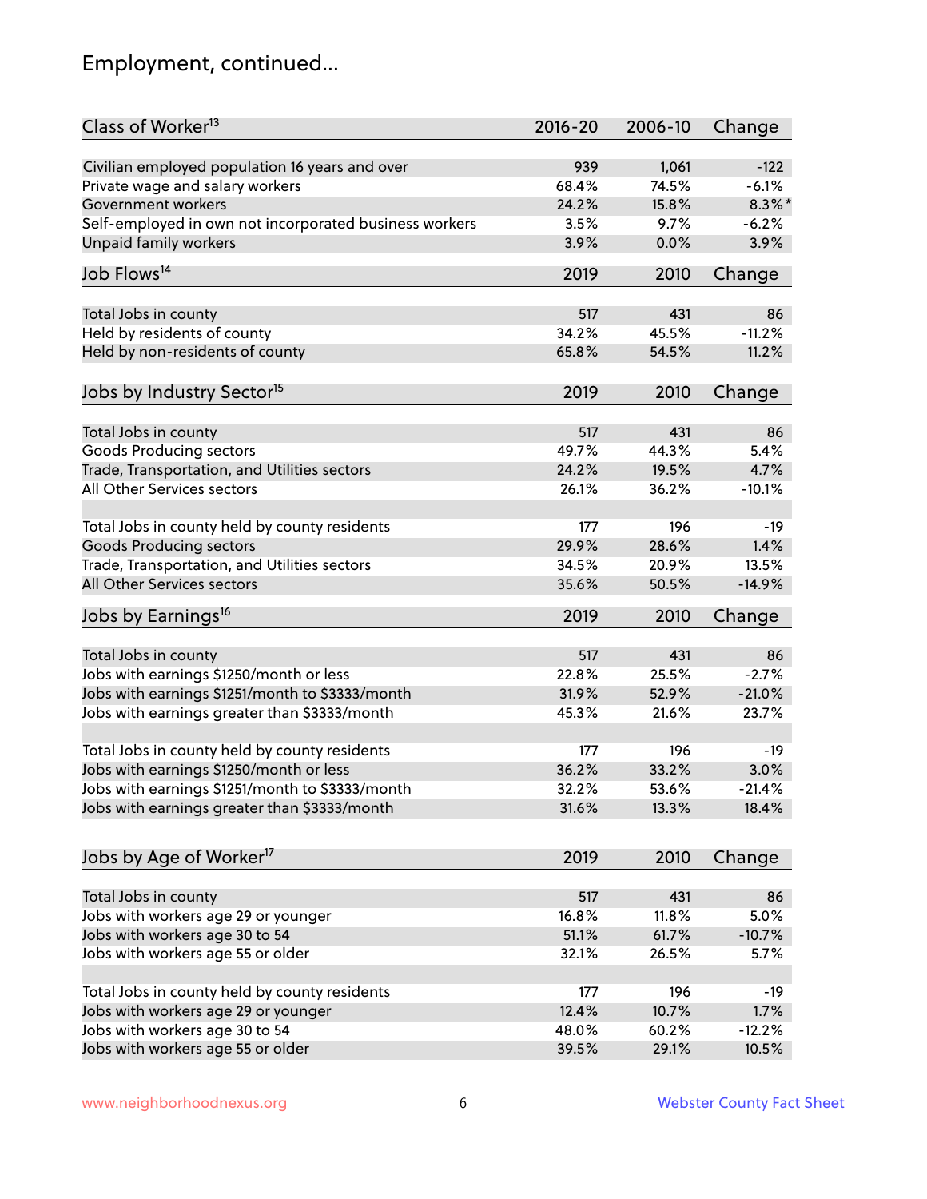# Employment, continued...

| Class of Worker[13] | 2016-20 | 2006-10 | Change |
|---|---|---|---|
| Civilian employed population 16 years and over | 939 | 1,061 | -122 |
| Private wage and salary workers | 68.4% | 74.5% | -6.1% |
| Government workers | 24.2% | 15.8% | 8.3%* |
| Self-employed in own not incorporated business workers | 3.5% | 9.7% | -6.2% |
| Unpaid family workers | 3.9% | 0.0% | 3.9% |

| Job Flows[14] | 2019 | 2010 | Change |
|---|---|---|---|
| Total Jobs in county | 517 | 431 | 86 |
| Held by residents of county | 34.2% | 45.5% | -11.2% |
| Held by non-residents of county | 65.8% | 54.5% | 11.2% |

| Jobs by Industry Sector[15] | 2019 | 2010 | Change |
|---|---|---|---|
| Total Jobs in county | 517 | 431 | 86 |
| Goods Producing sectors | 49.7% | 44.3% | 5.4% |
| Trade, Transportation, and Utilities sectors | 24.2% | 19.5% | 4.7% |
| All Other Services sectors | 26.1% | 36.2% | -10.1% |
| | | | |
| Total Jobs in county held by county residents | 177 | 196 | -19 |
| Goods Producing sectors | 29.9% | 28.6% | 1.4% |
| Trade, Transportation, and Utilities sectors | 34.5% | 20.9% | 13.5% |
| All Other Services sectors | 35.6% | 50.5% | -14.9% |

| Jobs by Earnings[16] | 2019 | 2010 | Change |
|---|---|---|---|
| Total Jobs in county | 517 | 431 | 86 |
| Jobs with earnings $1250/month or less | 22.8% | 25.5% | -2.7% |
| Jobs with earnings $1251/month to $3333/month | 31.9% | 52.9% | -21.0% |
| Jobs with earnings greater than $3333/month | 45.3% | 21.6% | 23.7% |
| | | | |
| Total Jobs in county held by county residents | 177 | 196 | -19 |
| Jobs with earnings $1250/month or less | 36.2% | 33.2% | 3.0% |
| Jobs with earnings $1251/month to $3333/month | 32.2% | 53.6% | -21.4% |
| Jobs with earnings greater than $3333/month | 31.6% | 13.3% | 18.4% |

| Jobs by Age of Worker[17] | 2019 | 2010 | Change |
|---|---|---|---|
| Total Jobs in county | 517 | 431 | 86 |
| Jobs with workers age 29 or younger | 16.8% | 11.8% | 5.0% |
| Jobs with workers age 30 to 54 | 51.1% | 61.7% | -10.7% |
| Jobs with workers age 55 or older | 32.1% | 26.5% | 5.7% |
| | | | |
| Total Jobs in county held by county residents | 177 | 196 | -19 |
| Jobs with workers age 29 or younger | 12.4% | 10.7% | 1.7% |
| Jobs with workers age 30 to 54 | 48.0% | 60.2% | -12.2% |
| Jobs with workers age 55 or older | 39.5% | 29.1% | 10.5% |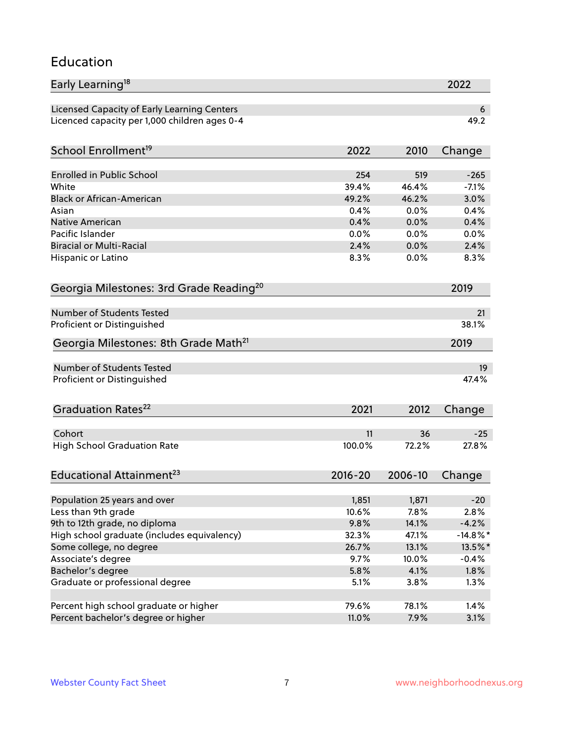# Education

| Early Learning[18] | 2022 |
|---|---|
| Licensed Capacity of Early Learning Centers | 6 |
| Licenced capacity per 1,000 children ages 0-4 | 49.2 |

| School Enrollment[19] | 2022 | 2010 | Change |
|---|---|---|---|
| Enrolled in Public School | 254 | 519 | -265 |
| White | 39.4% | 46.4% | -7.1% |
| Black or African-American | 49.2% | 46.2% | 3.0% |
| Asian | 0.4% | 0.0% | 0.4% |
| Native American | 0.4% | 0.0% | 0.4% |
| Pacific Islander | 0.0% | 0.0% | 0.0% |
| Biracial or Multi-Racial | 2.4% | 0.0% | 2.4% |
| Hispanic or Latino | 8.3% | 0.0% | 8.3% |

| Georgia Milestones: 3rd Grade Reading[20] | 2019 |
|---|---|
| Number of Students Tested | 21 |
| Proficient or Distinguished | 38.1% |

| Georgia Milestones: 8th Grade Math[21] | 2019 |
|---|---|
| Number of Students Tested | 19 |
| Proficient or Distinguished | 47.4% |

| Graduation Rates[22] | 2021 | 2012 | Change |
|---|---|---|---|
| Cohort | 11 | 36 | -25 |
| High School Graduation Rate | 100.0% | 72.2% | 27.8% |

| Educational Attainment[23] | 2016-20 | 2006-10 | Change |
|---|---|---|---|
| Population 25 years and over | 1,851 | 1,871 | -20 |
| Less than 9th grade | 10.6% | 7.8% | 2.8% |
| 9th to 12th grade, no diploma | 9.8% | 14.1% | -4.2% |
| High school graduate (includes equivalency) | 32.3% | 47.1% | -14.8%* |
| Some college, no degree | 26.7% | 13.1% | 13.5%* |
| Associate's degree | 9.7% | 10.0% | -0.4% |
| Bachelor's degree | 5.8% | 4.1% | 1.8% |
| Graduate or professional degree | 5.1% | 3.8% | 1.3% |
| | | | |
| Percent high school graduate or higher | 79.6% | 78.1% | 1.4% |
| Percent bachelor's degree or higher | 11.0% | 7.9% | 3.1% |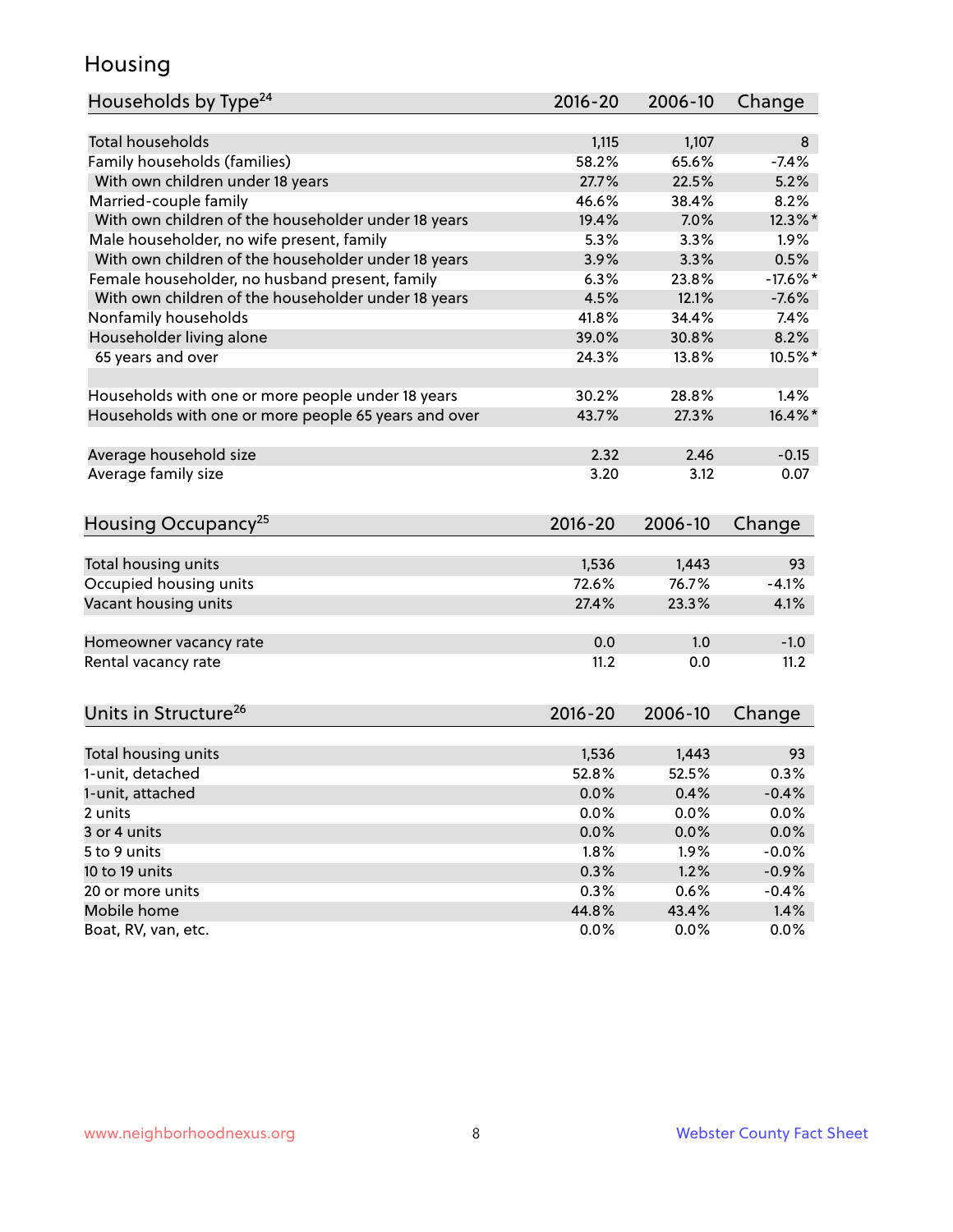# Housing

| Households by Type[24] | 2016-20 | 2006-10 | Change |
|---|---|---|---|
| Total households | 1,115 | 1,107 | 8 |
| Family households (families) | 58.2% | 65.6% | -7.4% |
| With own children under 18 years | 27.7% | 22.5% | 5.2% |
| Married-couple family | 46.6% | 38.4% | 8.2% |
| With own children of the householder under 18 years | 19.4% | 7.0% | 12.3%* |
| Male householder, no wife present, family | 5.3% | 3.3% | 1.9% |
| With own children of the householder under 18 years | 3.9% | 3.3% | 0.5% |
| Female householder, no husband present, family | 6.3% | 23.8% | -17.6%* |
| With own children of the householder under 18 years | 4.5% | 12.1% | -7.6% |
| Nonfamily households | 41.8% | 34.4% | 7.4% |
| Householder living alone | 39.0% | 30.8% | 8.2% |
| 65 years and over | 24.3% | 13.8% | 10.5%* |
| | | | |
| Households with one or more people under 18 years | 30.2% | 28.8% | 1.4% |
| Households with one or more people 65 years and over | 43.7% | 27.3% | 16.4%* |
| | | | |
| Average household size | 2.32 | 2.46 | -0.15 |
| Average family size | 3.20 | 3.12 | 0.07 |

| Housing Occupancy[25] | 2016-20 | 2006-10 | Change |
|---|---|---|---|
| Total housing units | 1,536 | 1,443 | 93 |
| Occupied housing units | 72.6% | 76.7% | -4.1% |
| Vacant housing units | 27.4% | 23.3% | 4.1% |
| | | | |
| Homeowner vacancy rate | 0.0 | 1.0 | -1.0 |
| Rental vacancy rate | 11.2 | 0.0 | 11.2 |

| Units in Structure[26] | 2016-20 | 2006-10 | Change |
|---|---|---|---|
| Total housing units | 1,536 | 1,443 | 93 |
| 1-unit, detached | 52.8% | 52.5% | 0.3% |
| 1-unit, attached | 0.0% | 0.4% | -0.4% |
| 2 units | 0.0% | 0.0% | 0.0% |
| 3 or 4 units | 0.0% | 0.0% | 0.0% |
| 5 to 9 units | 1.8% | 1.9% | -0.0% |
| 10 to 19 units | 0.3% | 1.2% | -0.9% |
| 20 or more units | 0.3% | 0.6% | -0.4% |
| Mobile home | 44.8% | 43.4% | 1.4% |
| Boat, RV, van, etc. | 0.0% | 0.0% | 0.0% |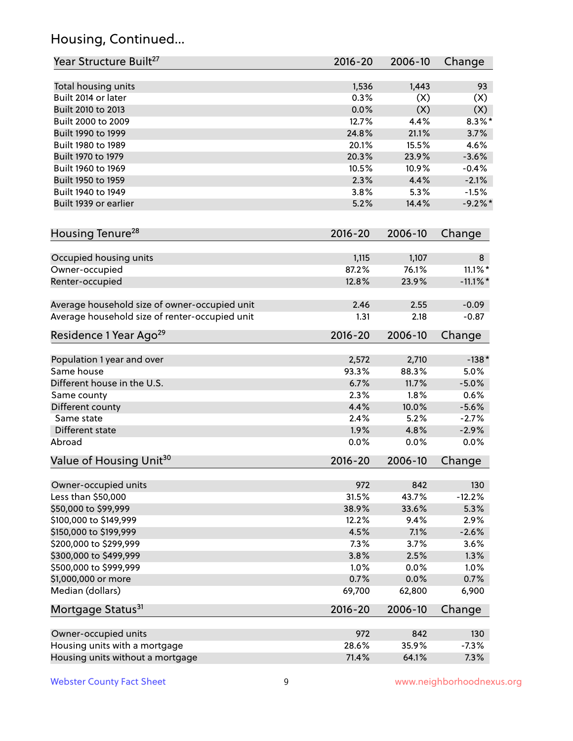## Housing, Continued...

| Year Structure Built[27] | 2016-20 | 2006-10 | Change |
|---|---|---|---|
| Total housing units | 1,536 | 1,443 | 93 |
| Built 2014 or later | 0.3% | (X) | (X) |
| Built 2010 to 2013 | 0.0% | (X) | (X) |
| Built 2000 to 2009 | 12.7% | 4.4% | 8.3%* |
| Built 1990 to 1999 | 24.8% | 21.1% | 3.7% |
| Built 1980 to 1989 | 20.1% | 15.5% | 4.6% |
| Built 1970 to 1979 | 20.3% | 23.9% | -3.6% |
| Built 1960 to 1969 | 10.5% | 10.9% | -0.4% |
| Built 1950 to 1959 | 2.3% | 4.4% | -2.1% |
| Built 1940 to 1949 | 3.8% | 5.3% | -1.5% |
| Built 1939 or earlier | 5.2% | 14.4% | -9.2%* |

| Housing Tenure[28] | 2016-20 | 2006-10 | Change |
|---|---|---|---|
| Occupied housing units | 1,115 | 1,107 | 8 |
| Owner-occupied | 87.2% | 76.1% | 11.1%* |
| Renter-occupied | 12.8% | 23.9% | -11.1%* |
| Average household size of owner-occupied unit | 2.46 | 2.55 | -0.09 |
| Average household size of renter-occupied unit | 1.31 | 2.18 | -0.87 |

| Residence 1 Year Ago[29] | 2016-20 | 2006-10 | Change |
|---|---|---|---|
| Population 1 year and over | 2,572 | 2,710 | -138* |
| Same house | 93.3% | 88.3% | 5.0% |
| Different house in the U.S. | 6.7% | 11.7% | -5.0% |
| Same county | 2.3% | 1.8% | 0.6% |
| Different county | 4.4% | 10.0% | -5.6% |
| Same state | 2.4% | 5.2% | -2.7% |
| Different state | 1.9% | 4.8% | -2.9% |
| Abroad | 0.0% | 0.0% | 0.0% |

| Value of Housing Unit[30] | 2016-20 | 2006-10 | Change |
|---|---|---|---|
| Owner-occupied units | 972 | 842 | 130 |
| Less than $50,000 | 31.5% | 43.7% | -12.2% |
| $50,000 to $99,999 | 38.9% | 33.6% | 5.3% |
| $100,000 to $149,999 | 12.2% | 9.4% | 2.9% |
| $150,000 to $199,999 | 4.5% | 7.1% | -2.6% |
| $200,000 to $299,999 | 7.3% | 3.7% | 3.6% |
| $300,000 to $499,999 | 3.8% | 2.5% | 1.3% |
| $500,000 to $999,999 | 1.0% | 0.0% | 1.0% |
| $1,000,000 or more | 0.7% | 0.0% | 0.7% |
| Median (dollars) | 69,700 | 62,800 | 6,900 |

| Mortgage Status[31] | 2016-20 | 2006-10 | Change |
|---|---|---|---|
| Owner-occupied units | 972 | 842 | 130 |
| Housing units with a mortgage | 28.6% | 35.9% | -7.3% |
| Housing units without a mortgage | 71.4% | 64.1% | 7.3% |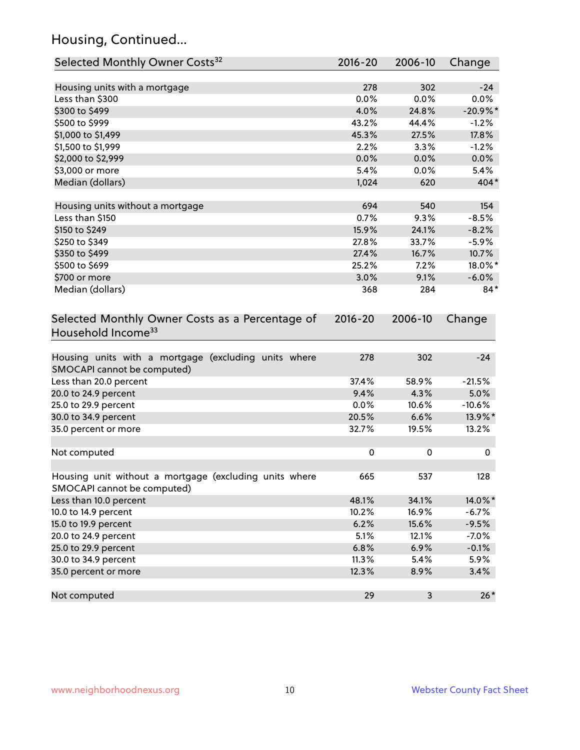## Housing, Continued...

| Selected Monthly Owner Costs[32] | 2016-20 | 2006-10 | Change |
|---|---|---|---|
| Housing units with a mortgage | 278 | 302 | -24 |
| Less than $300 | 0.0% | 0.0% | 0.0% |
| $300 to $499 | 4.0% | 24.8% | -20.9%* |
| $500 to $999 | 43.2% | 44.4% | -1.2% |
| $1,000 to $1,499 | 45.3% | 27.5% | 17.8% |
| $1,500 to $1,999 | 2.2% | 3.3% | -1.2% |
| $2,000 to $2,999 | 0.0% | 0.0% | 0.0% |
| $3,000 or more | 5.4% | 0.0% | 5.4% |
| Median (dollars) | 1,024 | 620 | 404* |
| | | | |
| Housing units without a mortgage | 694 | 540 | 154 |
| Less than $150 | 0.7% | 9.3% | -8.5% |
| $150 to $249 | 15.9% | 24.1% | -8.2% |
| $250 to $349 | 27.8% | 33.7% | -5.9% |
| $350 to $499 | 27.4% | 16.7% | 10.7% |
| $500 to $699 | 25.2% | 7.2% | 18.0%* |
| $700 or more | 3.0% | 9.1% | -6.0% |
| Median (dollars) | 368 | 284 | 84* |

| Selected Monthly Owner Costs as a Percentage of Household Income[33] | 2016-20 | 2006-10 | Change |
|---|---|---|---|
| Housing units with a mortgage (excluding units where SMOCAPI cannot be computed) | 278 | 302 | -24 |
| Less than 20.0 percent | 37.4% | 58.9% | -21.5% |
| 20.0 to 24.9 percent | 9.4% | 4.3% | 5.0% |
| 25.0 to 29.9 percent | 0.0% | 10.6% | -10.6% |
| 30.0 to 34.9 percent | 20.5% | 6.6% | 13.9%* |
| 35.0 percent or more | 32.7% | 19.5% | 13.2% |
| | | | |
| Not computed | 0 | 0 | 0 |
| | | | |
| Housing unit without a mortgage (excluding units where SMOCAPI cannot be computed) | 665 | 537 | 128 |
| Less than 10.0 percent | 48.1% | 34.1% | 14.0%* |
| 10.0 to 14.9 percent | 10.2% | 16.9% | -6.7% |
| 15.0 to 19.9 percent | 6.2% | 15.6% | -9.5% |
| 20.0 to 24.9 percent | 5.1% | 12.1% | -7.0% |
| 25.0 to 29.9 percent | 6.8% | 6.9% | -0.1% |
| 30.0 to 34.9 percent | 11.3% | 5.4% | 5.9% |
| 35.0 percent or more | 12.3% | 8.9% | 3.4% |
| | | | |
| Not computed | 29 | 3 | 26* |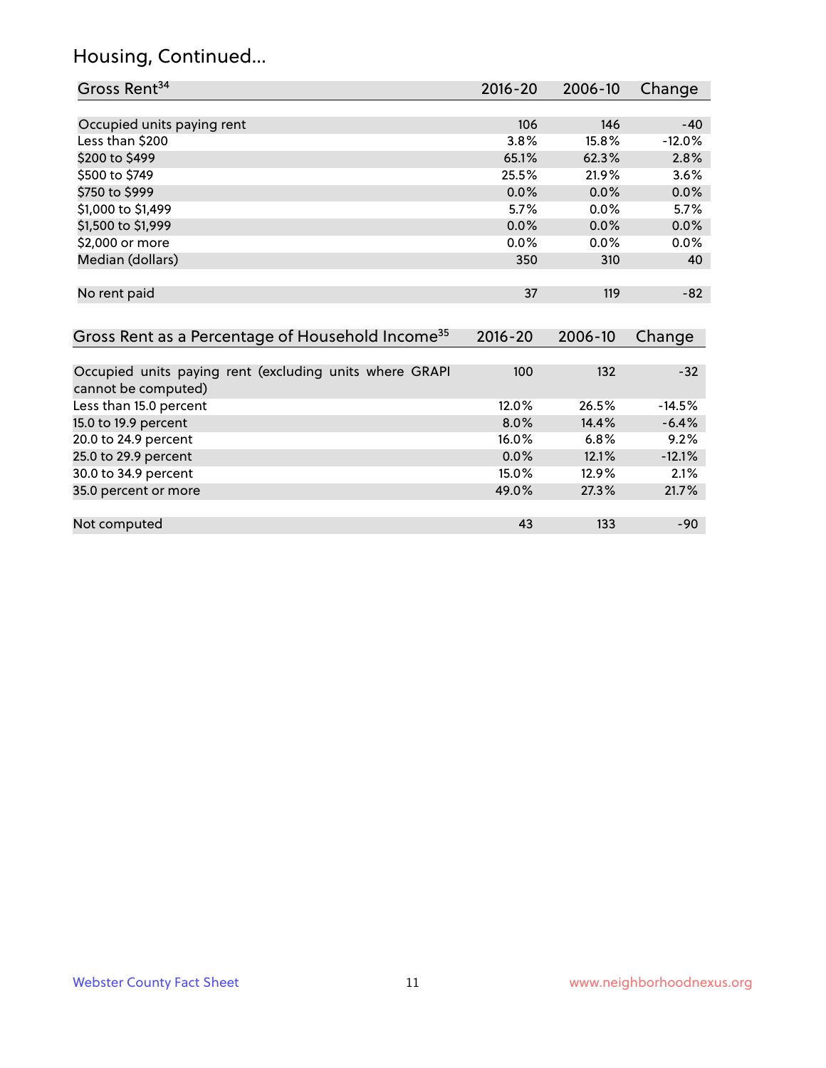## Housing, Continued...

| Gross Rent[34] | 2016-20 | 2006-10 | Change |
|---|---|---|---|
| Occupied units paying rent | 106 | 146 | -40 |
| Less than $200 | 3.8% | 15.8% | -12.0% |
| $200 to $499 | 65.1% | 62.3% | 2.8% |
| $500 to $749 | 25.5% | 21.9% | 3.6% |
| $750 to $999 | 0.0% | 0.0% | 0.0% |
| $1,000 to $1,499 | 5.7% | 0.0% | 5.7% |
| $1,500 to $1,999 | 0.0% | 0.0% | 0.0% |
| $2,000 or more | 0.0% | 0.0% | 0.0% |
| Median (dollars) | 350 | 310 | 40 |
| No rent paid | 37 | 119 | -82 |

| Gross Rent as a Percentage of Household Income[35] | 2016-20 | 2006-10 | Change |
|---|---|---|---|
| Occupied units paying rent (excluding units where GRAPI cannot be computed) | 100 | 132 | -32 |
| Less than 15.0 percent | 12.0% | 26.5% | -14.5% |
| 15.0 to 19.9 percent | 8.0% | 14.4% | -6.4% |
| 20.0 to 24.9 percent | 16.0% | 6.8% | 9.2% |
| 25.0 to 29.9 percent | 0.0% | 12.1% | -12.1% |
| 30.0 to 34.9 percent | 15.0% | 12.9% | 2.1% |
| 35.0 percent or more | 49.0% | 27.3% | 21.7% |
| Not computed | 43 | 133 | -90 |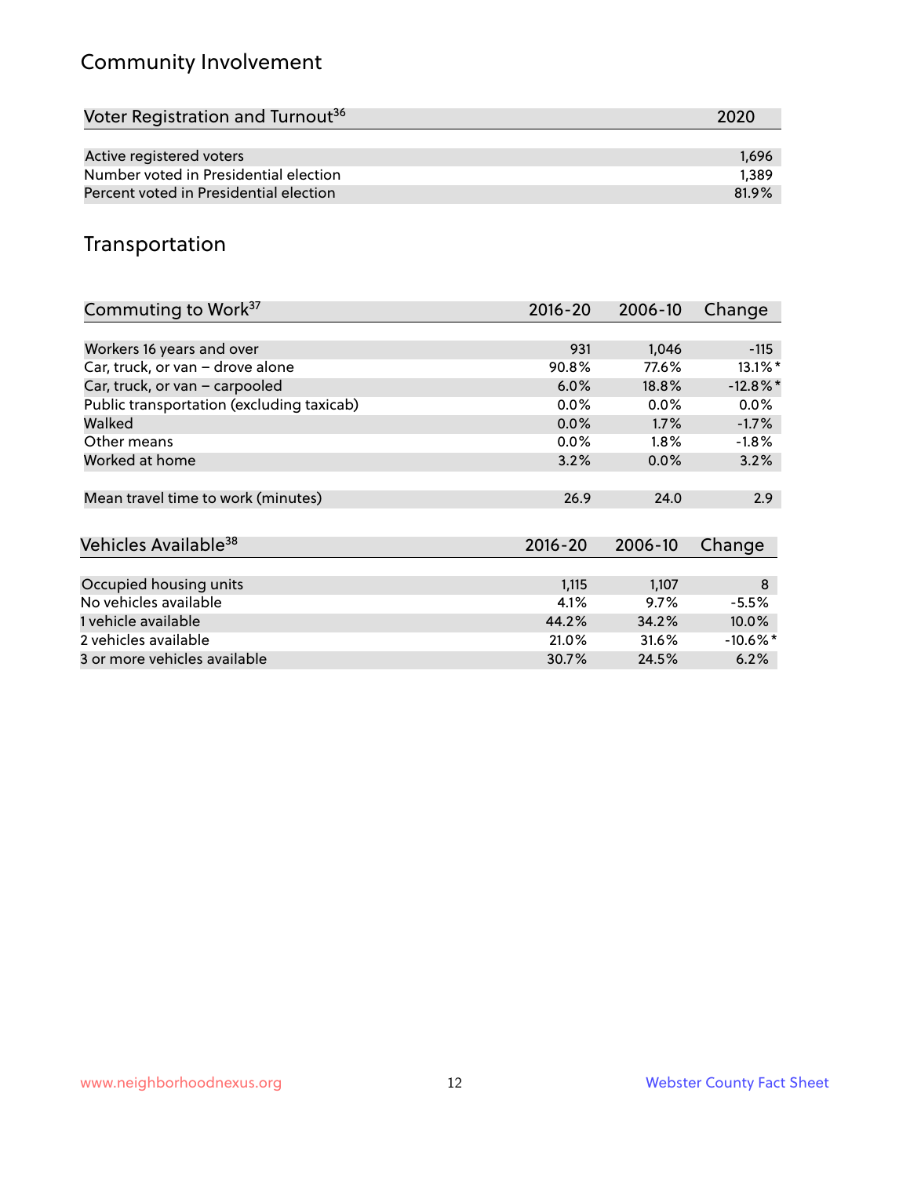## Community Involvement

| Voter Registration and Turnout[36] | 2020 |
|---|---|
| Active registered voters | 1,696 |
| Number voted in Presidential election | 1,389 |
| Percent voted in Presidential election | 81.9% |

## Transportation

| Commuting to Work[37] | 2016-20 | 2006-10 | Change |
|---|---|---|---|
| Workers 16 years and over | 931 | 1,046 | -115 |
| Car, truck, or van – drove alone | 90.8% | 77.6% | 13.1%* |
| Car, truck, or van – carpooled | 6.0% | 18.8% | -12.8%* |
| Public transportation (excluding taxicab) | 0.0% | 0.0% | 0.0% |
| Walked | 0.0% | 1.7% | -1.7% |
| Other means | 0.0% | 1.8% | -1.8% |
| Worked at home | 3.2% | 0.0% | 3.2% |
| Mean travel time to work (minutes) | 26.9 | 24.0 | 2.9 |

| Vehicles Available[38] | 2016-20 | 2006-10 | Change |
|---|---|---|---|
| Occupied housing units | 1,115 | 1,107 | 8 |
| No vehicles available | 4.1% | 9.7% | -5.5% |
| 1 vehicle available | 44.2% | 34.2% | 10.0% |
| 2 vehicles available | 21.0% | 31.6% | -10.6%* |
| 3 or more vehicles available | 30.7% | 24.5% | 6.2% |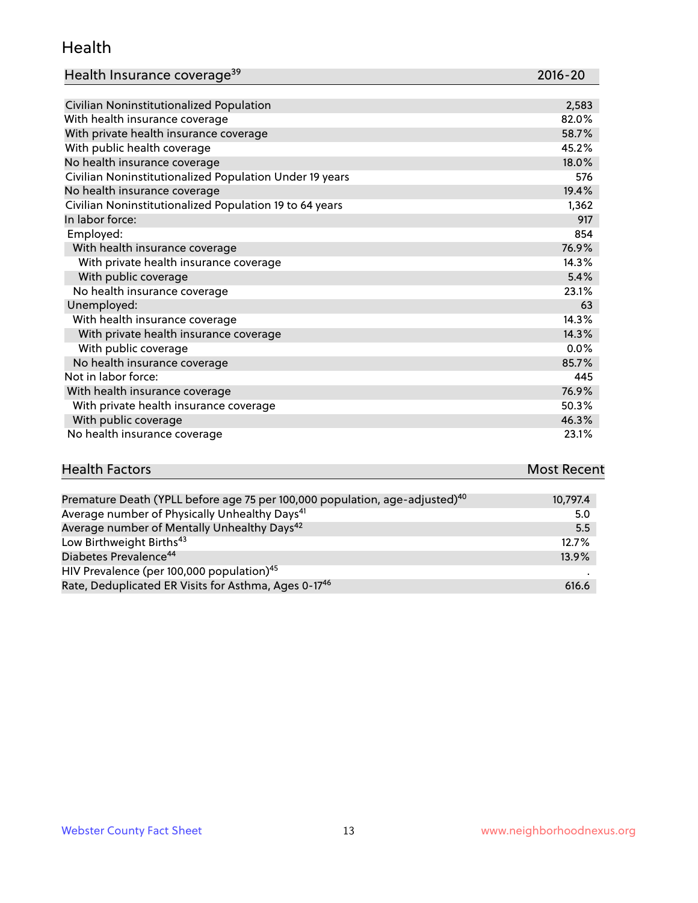## Health

| Health Insurance coverage[39] | 2016-20 |
|---|---|
| Civilian Noninstitutionalized Population | 2,583 |
| With health insurance coverage | 82.0% |
| With private health insurance coverage | 58.7% |
| With public health coverage | 45.2% |
| No health insurance coverage | 18.0% |
| Civilian Noninstitutionalized Population Under 19 years | 576 |
| No health insurance coverage | 19.4% |
| Civilian Noninstitutionalized Population 19 to 64 years | 1,362 |
| In labor force: | 917 |
| Employed: | 854 |
| With health insurance coverage | 76.9% |
| With private health insurance coverage | 14.3% |
| With public coverage | 5.4% |
| No health insurance coverage | 23.1% |
| Unemployed: | 63 |
| With health insurance coverage | 14.3% |
| With private health insurance coverage | 14.3% |
| With public coverage | 0.0% |
| No health insurance coverage | 85.7% |
| Not in labor force: | 445 |
| With health insurance coverage | 76.9% |
| With private health insurance coverage | 50.3% |
| With public coverage | 46.3% |
| No health insurance coverage | 23.1% |

| Health Factors | Most Recent |
|---|---|
| Premature Death (YPLL before age 75 per 100,000 population, age-adjusted)[40] | 10,797.4 |
| Average number of Physically Unhealthy Days[41] | 5.0 |
| Average number of Mentally Unhealthy Days[42] | 5.5 |
| Low Birthweight Births[43] | 12.7% |
| Diabetes Prevalence[44] | 13.9% |
| HIV Prevalence (per 100,000 population)[45] | . |
| Rate, Deduplicated ER Visits for Asthma, Ages 0-17[46] | 616.6 |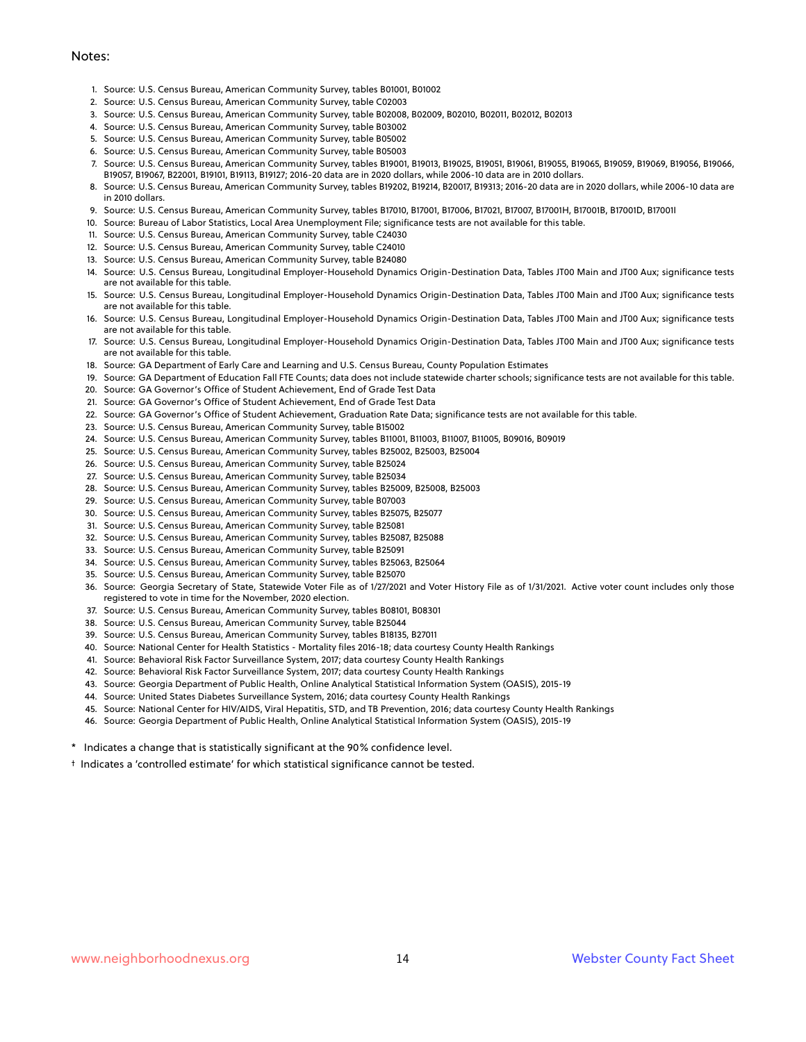Notes:

1. Source: U.S. Census Bureau, American Community Survey, tables B01001, B01002
2. Source: U.S. Census Bureau, American Community Survey, table C02003
3. Source: U.S. Census Bureau, American Community Survey, table B02008, B02009, B02010, B02011, B02012, B02013
4. Source: U.S. Census Bureau, American Community Survey, table B03002
5. Source: U.S. Census Bureau, American Community Survey, table B05002
6. Source: U.S. Census Bureau, American Community Survey, table B05003
7. Source: U.S. Census Bureau, American Community Survey, tables B19001, B19013, B19025, B19051, B19061, B19055, B19065, B19059, B19069, B19056, B19066, B19057, B19067, B22001, B19101, B19113, B19127; 2016-20 data are in 2020 dollars, while 2006-10 data are in 2010 dollars.
8. Source: U.S. Census Bureau, American Community Survey, tables B19202, B19214, B20017, B19313; 2016-20 data are in 2020 dollars, while 2006-10 data are in 2010 dollars.
9. Source: U.S. Census Bureau, American Community Survey, tables B17010, B17001, B17006, B17021, B17007, B17001H, B17001B, B17001D, B17001I
10. Source: Bureau of Labor Statistics, Local Area Unemployment File; significance tests are not available for this table.
11. Source: U.S. Census Bureau, American Community Survey, table C24030
12. Source: U.S. Census Bureau, American Community Survey, table C24010
13. Source: U.S. Census Bureau, American Community Survey, table B24080
14. Source: U.S. Census Bureau, Longitudinal Employer-Household Dynamics Origin-Destination Data, Tables JT00 Main and JT00 Aux; significance tests are not available for this table.
15. Source: U.S. Census Bureau, Longitudinal Employer-Household Dynamics Origin-Destination Data, Tables JT00 Main and JT00 Aux; significance tests are not available for this table.
16. Source: U.S. Census Bureau, Longitudinal Employer-Household Dynamics Origin-Destination Data, Tables JT00 Main and JT00 Aux; significance tests are not available for this table.
17. Source: U.S. Census Bureau, Longitudinal Employer-Household Dynamics Origin-Destination Data, Tables JT00 Main and JT00 Aux; significance tests are not available for this table.
18. Source: GA Department of Early Care and Learning and U.S. Census Bureau, County Population Estimates
19. Source: GA Department of Education Fall FTE Counts; data does not include statewide charter schools; significance tests are not available for this table.
20. Source: GA Governor's Office of Student Achievement, End of Grade Test Data
21. Source: GA Governor's Office of Student Achievement, End of Grade Test Data
22. Source: GA Governor's Office of Student Achievement, Graduation Rate Data; significance tests are not available for this table.
23. Source: U.S. Census Bureau, American Community Survey, table B15002
24. Source: U.S. Census Bureau, American Community Survey, tables B11001, B11003, B11007, B11005, B09016, B09019
25. Source: U.S. Census Bureau, American Community Survey, tables B25002, B25003, B25004
26. Source: U.S. Census Bureau, American Community Survey, table B25024
27. Source: U.S. Census Bureau, American Community Survey, table B25034
28. Source: U.S. Census Bureau, American Community Survey, tables B25009, B25008, B25003
29. Source: U.S. Census Bureau, American Community Survey, table B07003
30. Source: U.S. Census Bureau, American Community Survey, tables B25075, B25077
31. Source: U.S. Census Bureau, American Community Survey, table B25081
32. Source: U.S. Census Bureau, American Community Survey, tables B25087, B25088
33. Source: U.S. Census Bureau, American Community Survey, table B25091
34. Source: U.S. Census Bureau, American Community Survey, tables B25063, B25064
35. Source: U.S. Census Bureau, American Community Survey, table B25070
36. Source: Georgia Secretary of State, Statewide Voter File as of 1/27/2021 and Voter History File as of 1/31/2021. Active voter count includes only those registered to vote in time for the November, 2020 election.
37. Source: U.S. Census Bureau, American Community Survey, tables B08101, B08301
38. Source: U.S. Census Bureau, American Community Survey, table B25044
39. Source: U.S. Census Bureau, American Community Survey, tables B18135, B27011
40. Source: National Center for Health Statistics - Mortality files 2016-18; data courtesy County Health Rankings
41. Source: Behavioral Risk Factor Surveillance System, 2017; data courtesy County Health Rankings
42. Source: Behavioral Risk Factor Surveillance System, 2017; data courtesy County Health Rankings
43. Source: Georgia Department of Public Health, Online Analytical Statistical Information System (OASIS), 2015-19
44. Source: United States Diabetes Surveillance System, 2016; data courtesy County Health Rankings
45. Source: National Center for HIV/AIDS, Viral Hepatitis, STD, and TB Prevention, 2016; data courtesy County Health Rankings
46. Source: Georgia Department of Public Health, Online Analytical Statistical Information System (OASIS), 2015-19

\* Indicates a change that is statistically significant at the 90% confidence level.

† Indicates a 'controlled estimate' for which statistical significance cannot be tested.